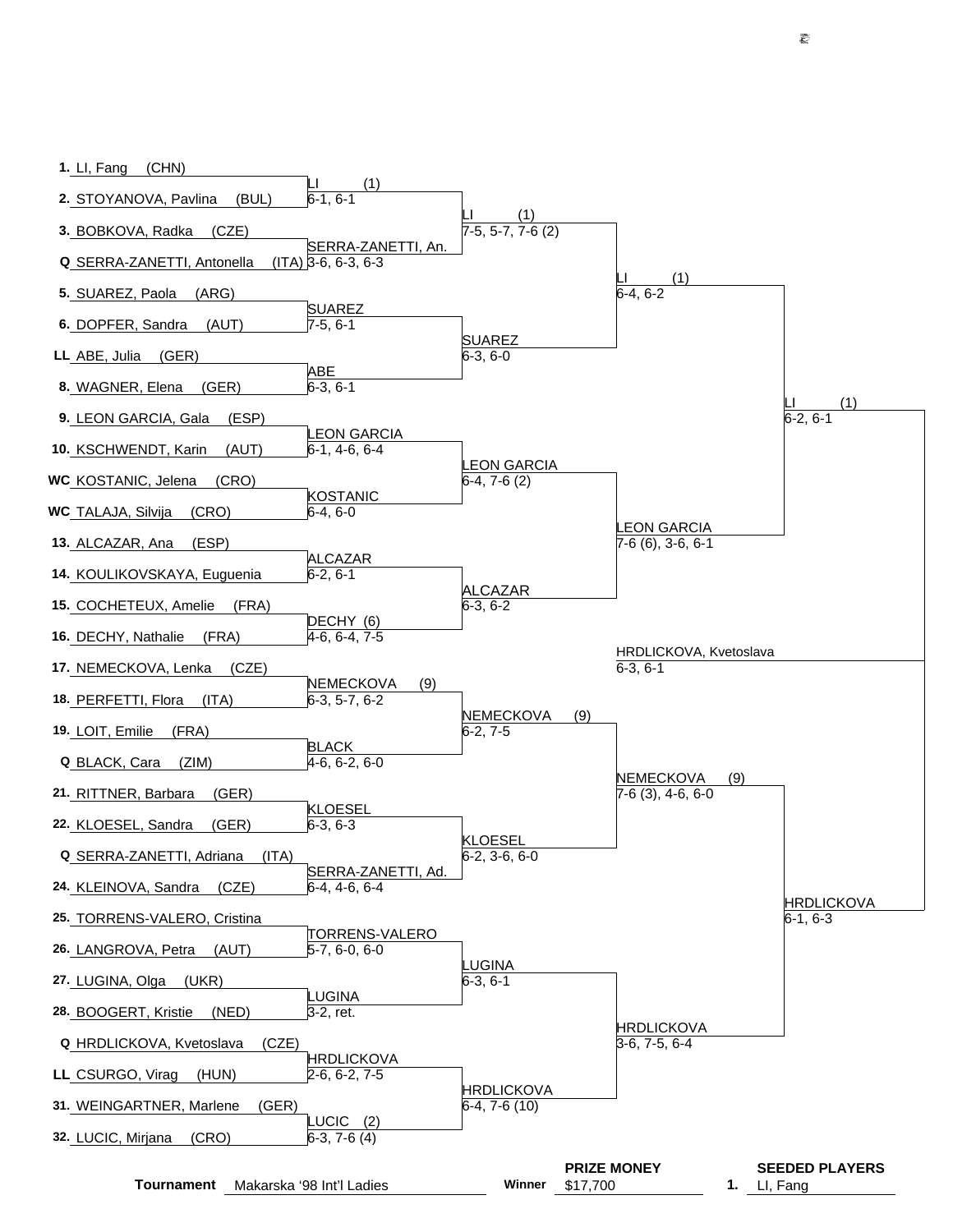## Draw

| # | Player | Round 1 | Round 2 | Quarterfinals | Semifinals | Final |
|---|---|---|---|---|---|---|
| 1. | LI, Fang (CHN) | LI (1) 6-1, 6-1 | LI (1) 7-5, 5-7, 7-6 (2) | LI (1) 6-4, 6-2 | LI (1) 6-2, 6-1 | HRDLICKOVA, Kvetoslava 6-3, 6-1 |
| 2. | STOYANOVA, Pavlina (BUL) | | | | | |
| 3. | BOBKOVA, Radka (CZE) | SERRA-ZANETTI, An. 3-6, 6-3, 6-3 | | | | |
| Q | SERRA-ZANETTI, Antonella (ITA) | | | | | |
| 5. | SUAREZ, Paola (ARG) | SUAREZ 7-5, 6-1 | SUAREZ 6-3, 6-0 | | | |
| 6. | DOPFER, Sandra (AUT) | | | | | |
| LL | ABE, Julia (GER) | ABE 6-3, 6-1 | | | | |
| 8. | WAGNER, Elena (GER) | | | | | |
| 9. | LEON GARCIA, Gala (ESP) | LEON GARCIA 6-1, 4-6, 6-4 | LEON GARCIA 6-4, 7-6 (2) | LEON GARCIA 7-6 (6), 3-6, 6-1 | | |
| 10. | KSCHWENDT, Karin (AUT) | | | | | |
| WC | KOSTANIC, Jelena (CRO) | KOSTANIC 6-4, 6-0 | | | | |
| WC | TALAJA, Silvija (CRO) | | | | | |
| 13. | ALCAZAR, Ana (ESP) | ALCAZAR 6-2, 6-1 | ALCAZAR 6-3, 6-2 | | | |
| 14. | KOULIKOVSKAYA, Euguenia | | | | | |
| 15. | COCHETEUX, Amelie (FRA) | DECHY (6) 4-6, 6-4, 7-5 | | | | |
| 16. | DECHY, Nathalie (FRA) | | | | | |
| 17. | NEMECKOVA, Lenka (CZE) | NEMECKOVA (9) 6-3, 5-7, 6-2 | NEMECKOVA (9) 6-2, 7-5 | NEMECKOVA (9) 7-6 (3), 4-6, 6-0 | HRDLICKOVA 6-1, 6-3 | |
| 18. | PERFETTI, Flora (ITA) | | | | | |
| 19. | LOIT, Emilie (FRA) | BLACK 4-6, 6-2, 6-0 | | | | |
| Q | BLACK, Cara (ZIM) | | | | | |
| 21. | RITTNER, Barbara (GER) | KLOESEL 6-3, 6-3 | KLOESEL 6-2, 3-6, 6-0 | | | |
| 22. | KLOESEL, Sandra (GER) | | | | | |
| Q | SERRA-ZANETTI, Adriana (ITA) | SERRA-ZANETTI, Ad. 6-4, 4-6, 6-4 | | | | |
| 24. | KLEINOVA, Sandra (CZE) | | | | | |
| 25. | TORRENS-VALERO, Cristina | TORRENS-VALERO 5-7, 6-0, 6-0 | LUGINA 6-3, 6-1 | HRDLICKOVA 3-6, 7-5, 6-4 | | |
| 26. | LANGROVA, Petra (AUT) | | | | | |
| 27. | LUGINA, Olga (UKR) | LUGINA 3-2, ret. | | | | |
| 28. | BOOGERT, Kristie (NED) | | | | | |
| Q | HRDLICKOVA, Kvetoslava (CZE) | HRDLICKOVA 2-6, 6-2, 7-5 | HRDLICKOVA 6-4, 7-6 (10) | | | |
| LL | CSURGO, Virag (HUN) | | | | | |
| 31. | WEINGARTNER, Marlene (GER) | LUCIC (2) 6-3, 7-6 (4) | | | | |
| 32. | LUCIC, Mirjana (CRO) | | | | | |

**Tournament** Makarska ‘98 Int’l Ladies

**Winner**

**PRIZE MONEY** $17,700

**SEEDED PLAYERS**

1. LI, Fang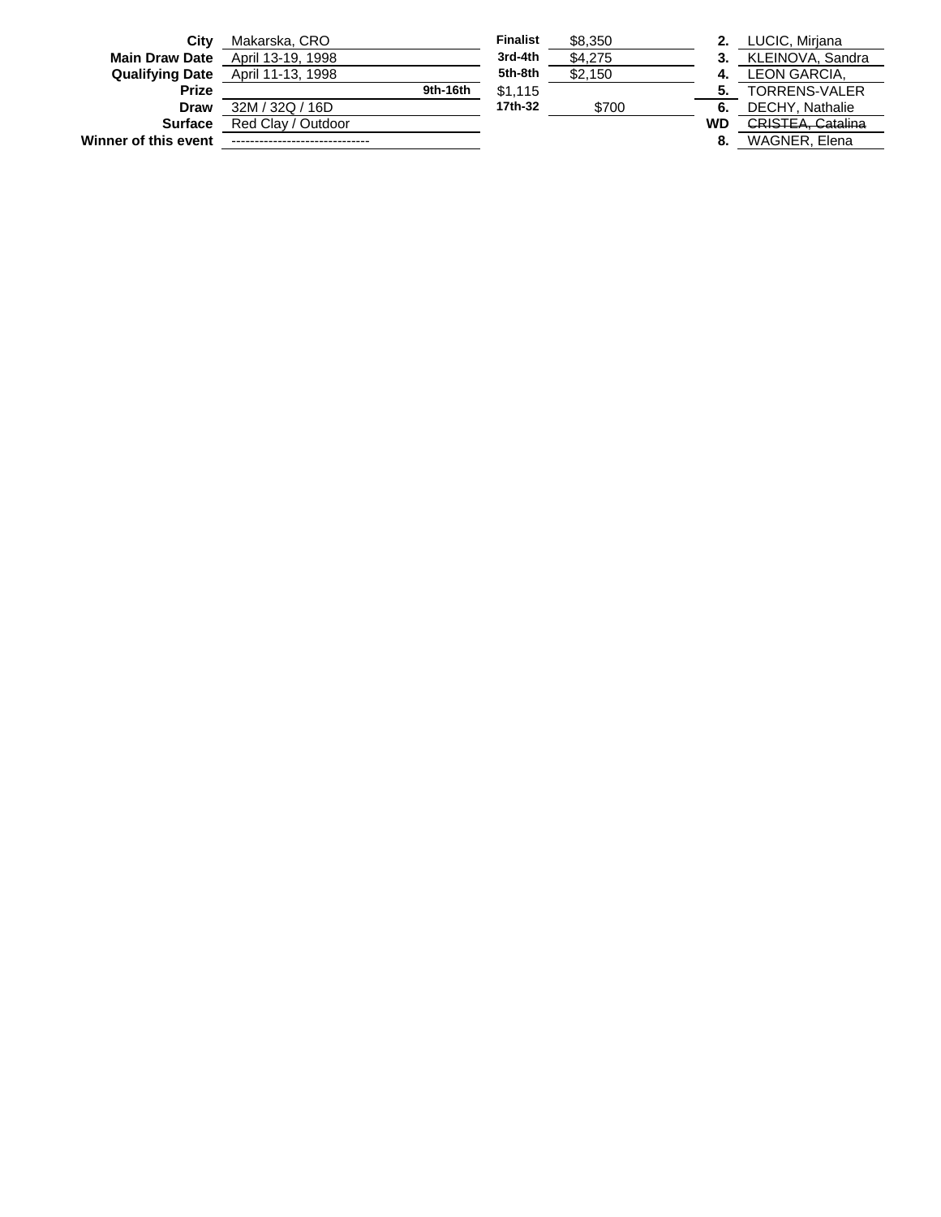| | | | | | |
|---|---|---|---|---|---|
| **City** | Makarska, CRO | **Finalist** | $8,350 | **2.** | LUCIC, Mirjana |
| **Main Draw Date** | April 13-19, 1998 | **3rd-4th** | $4,275 | **3.** | KLEINOVA, Sandra |
| **Qualifying Date** | April 11-13, 1998 | **5th-8th** | $2,150 | **4.** | LEON GARCIA, |
| **Prize** | **9th-16th** | $1,115 | | **5.** | TORRENS-VALER |
| **Draw** | 32M / 32Q / 16D | **17th-32** | $700 | **6.** | DECHY, Nathalie |
| **Surface** | Red Clay / Outdoor | | | **WD** | ~~CRISTEA, Catalina~~ |
| **Winner of this event** | ------------------------------ | | | **8.** | WAGNER, Elena |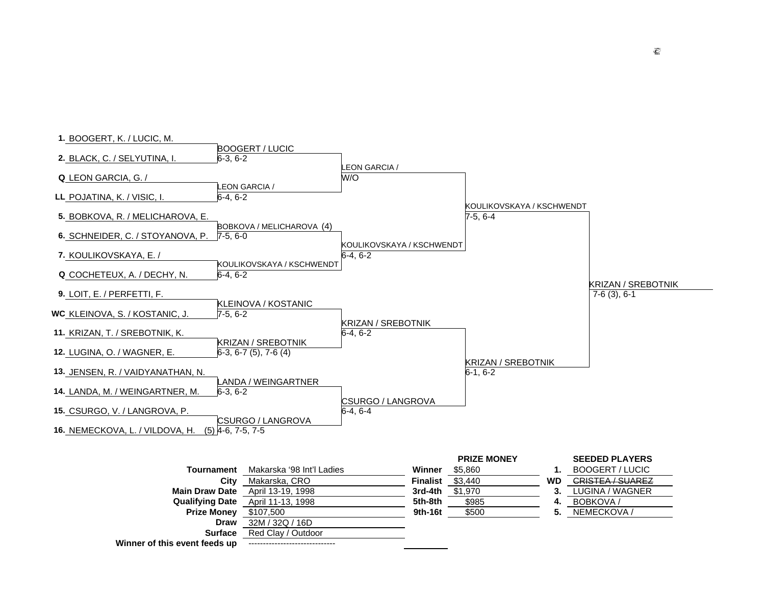**First Round**

1. BOOGERT, K. / LUCIC, M.
2. BLACK, C. / SELYUTINA, I.

Q LEON GARCIA, G. /
LL POJATINA, K. / VISIC, I.

5. BOBKOVA, R. / MELICHAROVA, E.
6. SCHNEIDER, C. / STOYANOVA, P.

7. KOULIKOVSKAYA, E. /
Q COCHETEUX, A. / DECHY, N.

9. LOIT, E. / PERFETTI, F.
WC KLEINOVA, S. / KOSTANIC, J.

11. KRIZAN, T. / SREBOTNIK, K.
12. LUGINA, O. / WAGNER, E.

13. JENSEN, R. / VAIDYANATHAN, N.
14. LANDA, M. / WEINGARTNER, M.

15. CSURGO, V. / LANGROVA, P.
16. NEMECKOVA, L. / VILDOVA, H. (5)

**Quarterfinals**

BOOGERT / LUCIC 6-3, 6-2
LEON GARCIA / 6-4, 6-2
BOBKOVA / MELICHAROVA (4) 7-5, 6-0
KOULIKOVSKAYA / KSCHWENDT 6-4, 6-2
KLEINOVA / KOSTANIC 7-5, 6-2
KRIZAN / SREBOTNIK 6-3, 6-7 (5), 7-6 (4)
LANDA / WEINGARTNER 6-3, 6-2
CSURGO / LANGROVA 4-6, 7-5, 7-5

**Semifinals**

LEON GARCIA / W/O
KOULIKOVSKAYA / KSCHWENDT 6-4, 6-2
KRIZAN / SREBOTNIK 6-4, 6-2
CSURGO / LANGROVA 6-4, 6-4

**Final**

KOULIKOVSKAYA / KSCHWENDT 7-5, 6-4
KRIZAN / SREBOTNIK 6-1, 6-2

**Winner**

KRIZAN / SREBOTNIK 7-6 (3), 6-1

| | |
|---|---|
| **Tournament** | Makarska '98 Int'l Ladies |
| **City** | Makarska, CRO |
| **Main Draw Date** | April 13-19, 1998 |
| **Qualifying Date** | April 11-13, 1998 |
| **Prize Money** | $107,500 |
| **Draw** | 32M / 32Q / 16D |
| **Surface** | Red Clay / Outdoor |
| **Winner of this event feeds up** | ------------------------------ |

**PRIZE MONEY**

| | |
|---|---|
| **Winner** | $5,860 |
| **Finalist** | $3,440 |
| **3rd-4th** | $1,970 |
| **5th-8th** | $985 |
| **9th-16t** | $500 |

**SEEDED PLAYERS**

| | |
|---|---|
| **1.** | BOOGERT / LUCIC |
| **WD** | ~~CRISTEA / SUAREZ~~ |
| **3.** | LUGINA / WAGNER |
| **4.** | BOBKOVA / |
| **5.** | NEMECKOVA / |